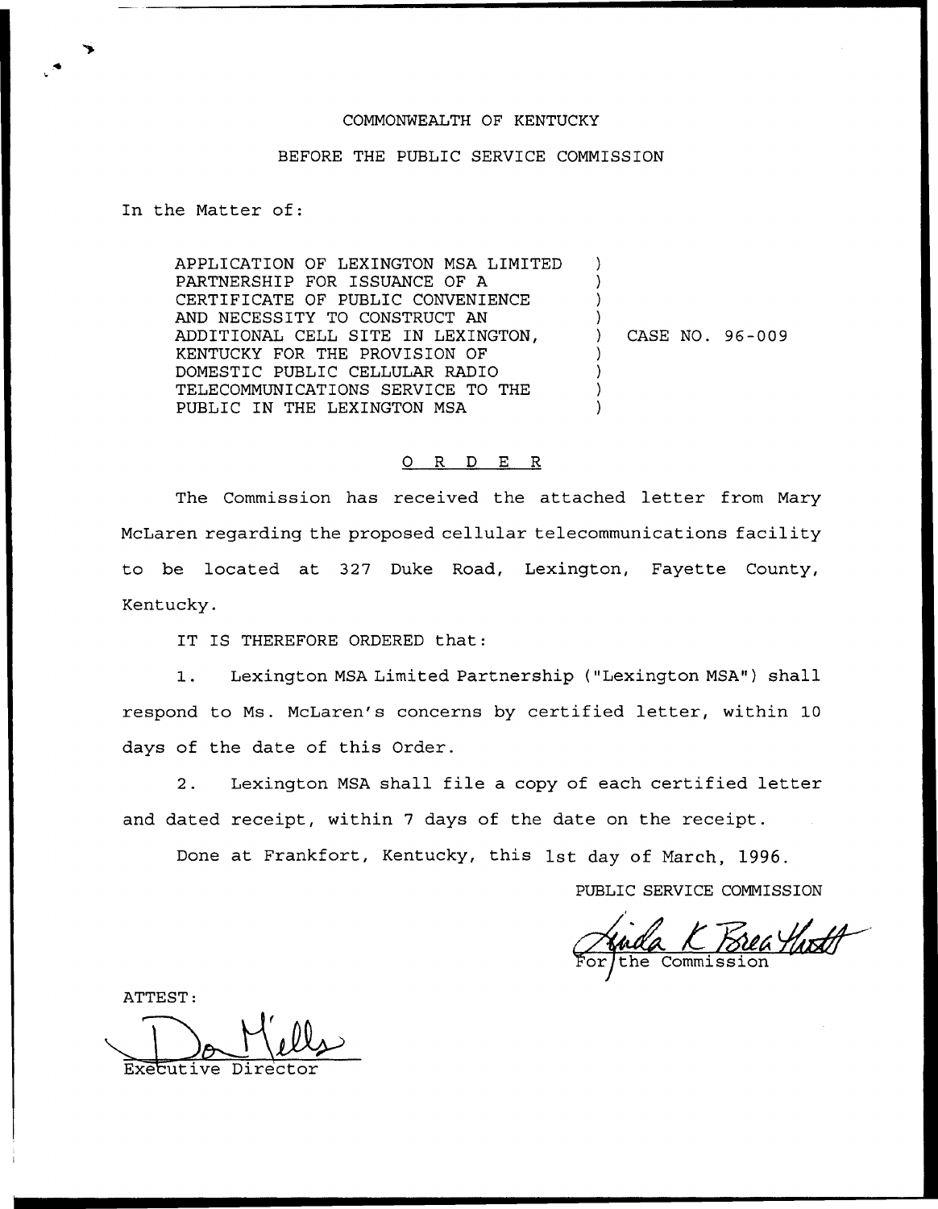COMMONWEALTH OF KENTUCKY

BEFORE THE PUBLIC SERVICE COMMISSION

In the Matter of:

APPLICATION OF LEXINGTON MSA LIMITED PARTNERSHIP FOR ISSUANCE OF A CERTIFICATE OF PUBLIC CONVENIENCE AND NECESSITY TO CONSTRUCT AN ADDITIONAL CELL SITE IN LEXINGTON, KENTUCKY FOR THE PROVISION OF DOMESTIC PUBLIC CELLULAR RADIO TELECOMMUNICATIONS SERVICE TO THE PUBLIC IN THE LEXINGTON MSA ) CASE NO. 96-009

# O R D E R

The Commission has received the attached letter from Mary McLaren regarding the proposed cellular telecommunications facility to be located at 327 Duke Road, Lexington, Fayette County, Kentucky.

IT IS THEREFORE ORDERED that:

1. Lexington MSA Limited Partnership ("Lexington MSA") shall respond to Ms. McLaren's concerns by certified letter, within 10 days of the date of this Order.

2. Lexington MSA shall file a copy of each certified letter and dated receipt, within 7 days of the date on the receipt.

Done at Frankfort, Kentucky, this 1st day of March, 1996.

PUBLIC SERVICE COMMISSION

For the Commission

ATTEST:

Executive Director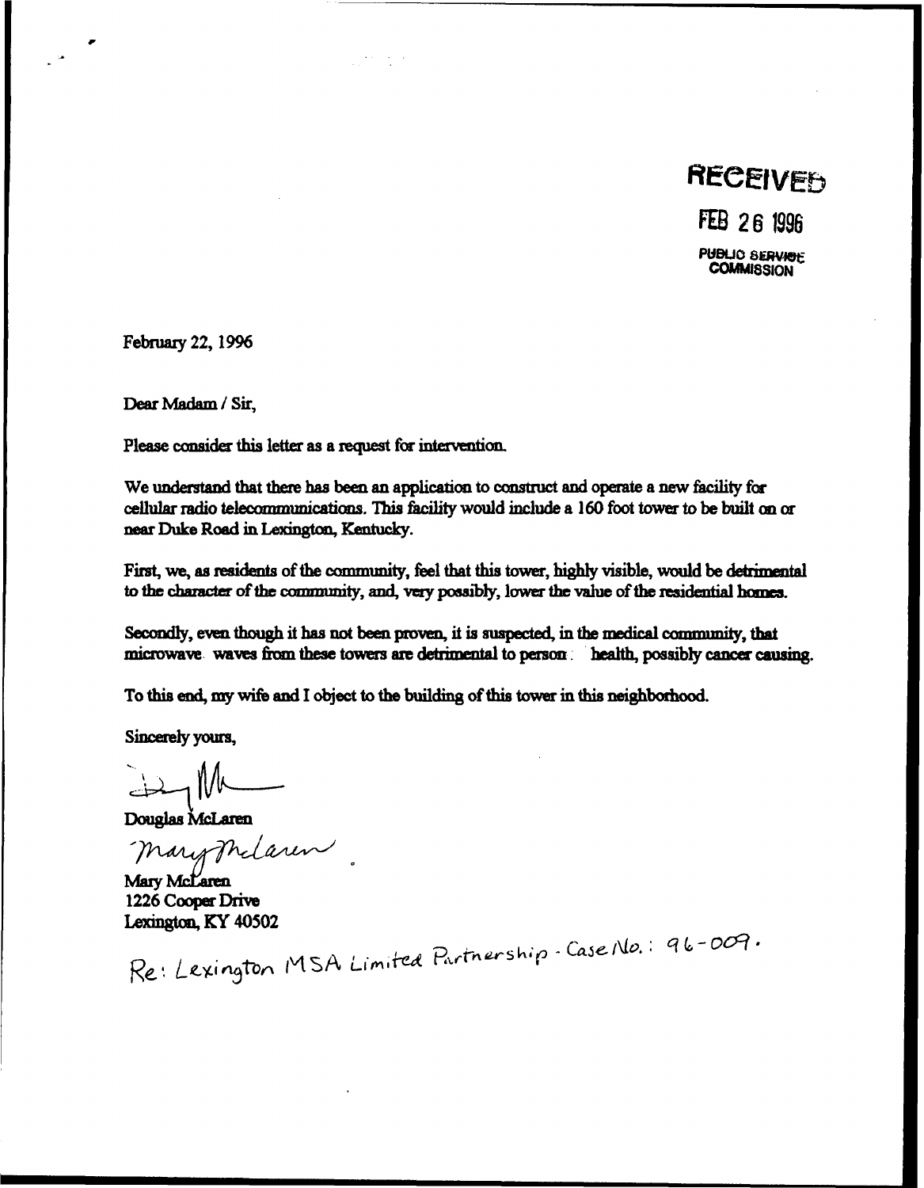**RECEIVED**

**FEB 26 1996**

**PUBLIC SERVICE COMMISSION**

February 22, 1996

Dear Madam / Sir,

Please consider this letter as a request for intervention.

We understand that there has been an application to construct and operate a new facility for cellular radio telecommunications. This facility would include a 160 foot tower to be built on or near Duke Road in Lexington, Kentucky.

First, we, as residents of the community, feel that this tower, highly visible, would be detrimental to the character of the community, and, very possibly, lower the value of the residential homes.

Secondly, even though it has not been proven, it is suspected, in the medical community, that microwave waves from these towers are detrimental to person health, possibly cancer causing.

To this end, my wife and I object to the building of this tower in this neighborhood.

Sincerely yours,

Douglas McLaren

Mary McLaren

Mary McLaren
1226 Cooper Drive
Lexington, KY 40502

Re: Lexington MSA Limited Partnership - Case No.: 96-009.